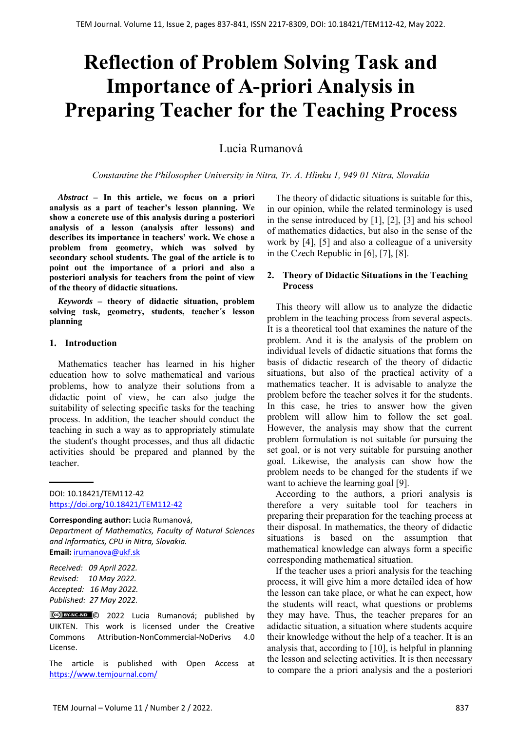# Reflection of Problem Solving Task and Importance of A-priori Analysis in Preparing Teacher for the Teaching Process

Lucia Rumanová

*Constantine the Philosopher University in Nitra, Tr. A. Hlinku 1, 949 01 Nitra, Slovakia*

***Abstract* – In this article, we focus on a priori analysis as a part of teacher's lesson planning. We show a concrete use of this analysis during a posteriori analysis of a lesson (analysis after lessons) and describes its importance in teachers' work. We chose a problem from geometry, which was solved by secondary school students. The goal of the article is to point out the importance of a priori and also a posteriori analysis for teachers from the point of view of the theory of didactic situations.**

***Keywords* – theory of didactic situation, problem solving task, geometry, students, teacher´s lesson planning**

## 1. Introduction

Mathematics teacher has learned in his higher education how to solve mathematical and various problems, how to analyze their solutions from a didactic point of view, he can also judge the suitability of selecting specific tasks for the teaching process. In addition, the teacher should conduct the teaching in such a way as to appropriately stimulate the student's thought processes, and thus all didactic activities should be prepared and planned by the teacher.

---

DOI: 10.18421/TEM112-42
https://doi.org/10.18421/TEM112-42

**Corresponding author:** Lucia Rumanová,
*Department of Mathematics, Faculty of Natural Sciences and Informatics, CPU in Nitra, Slovakia.*
**Email:** irumanova@ukf.sk

*Received: 09 April 2022.*
*Revised: 10 May 2022.*
*Accepted: 16 May 2022.*
*Published: 27 May 2022.*

© 2022 Lucia Rumanová; published by UIKTEN. This work is licensed under the Creative Commons Attribution-NonCommercial-NoDerivs 4.0 License.

The article is published with Open Access at https://www.temjournal.com/

The theory of didactic situations is suitable for this, in our opinion, while the related terminology is used in the sense introduced by [1], [2], [3] and his school of mathematics didactics, but also in the sense of the work by [4], [5] and also a colleague of a university in the Czech Republic in [6], [7], [8].

## 2. Theory of Didactic Situations in the Teaching Process

This theory will allow us to analyze the didactic problem in the teaching process from several aspects. It is a theoretical tool that examines the nature of the problem. And it is the analysis of the problem on individual levels of didactic situations that forms the basis of didactic research of the theory of didactic situations, but also of the practical activity of a mathematics teacher. It is advisable to analyze the problem before the teacher solves it for the students. In this case, he tries to answer how the given problem will allow him to follow the set goal. However, the analysis may show that the current problem formulation is not suitable for pursuing the set goal, or is not very suitable for pursuing another goal. Likewise, the analysis can show how the problem needs to be changed for the students if we want to achieve the learning goal [9].

According to the authors, a priori analysis is therefore a very suitable tool for teachers in preparing their preparation for the teaching process at their disposal. In mathematics, the theory of didactic situations is based on the assumption that mathematical knowledge can always form a specific corresponding mathematical situation.

If the teacher uses a priori analysis for the teaching process, it will give him a more detailed idea of how the lesson can take place, or what he can expect, how the students will react, what questions or problems they may have. Thus, the teacher prepares for an adidactic situation, a situation where students acquire their knowledge without the help of a teacher. It is an analysis that, according to [10], is helpful in planning the lesson and selecting activities. It is then necessary to compare the a priori analysis and the a posteriori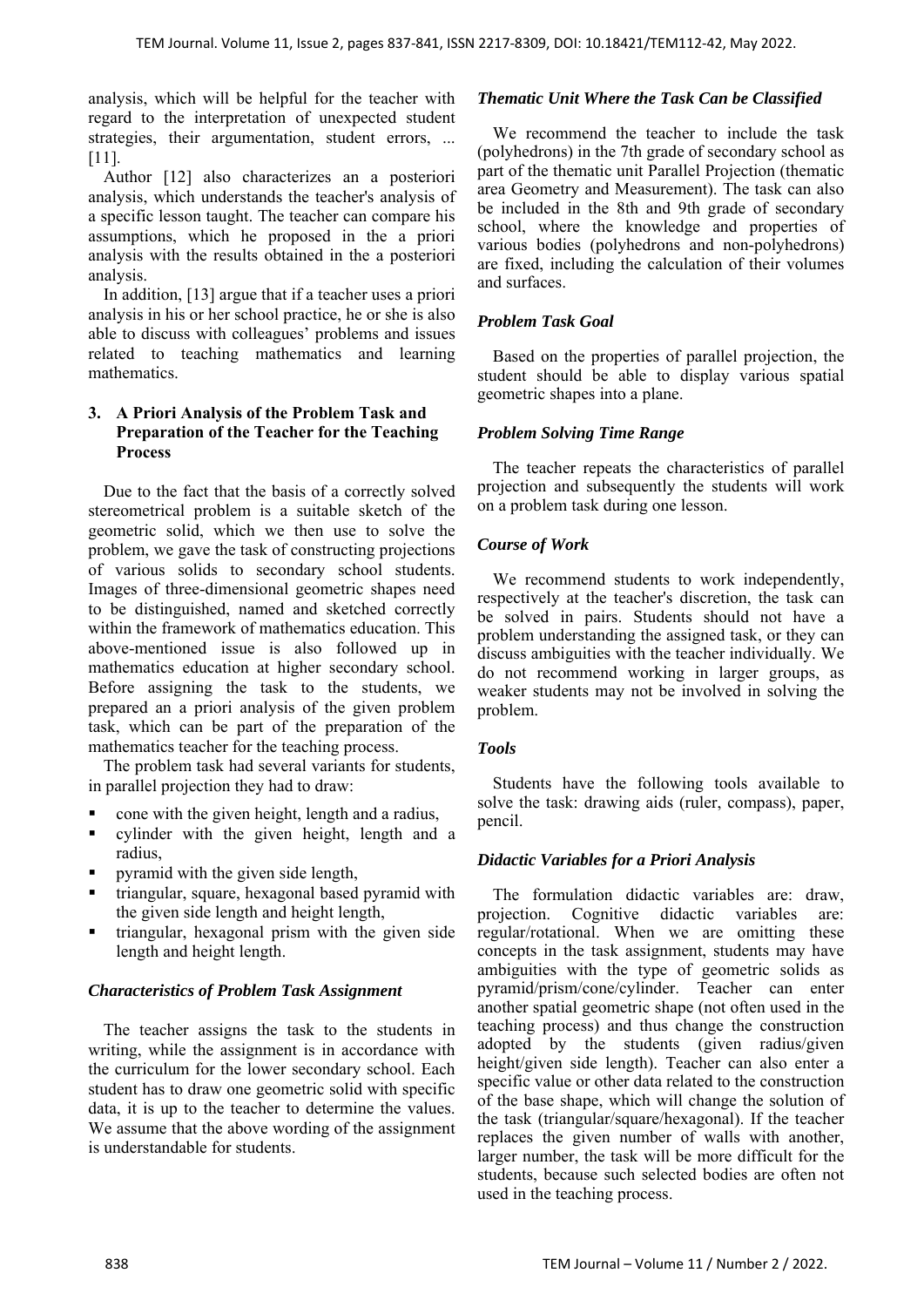analysis, which will be helpful for the teacher with regard to the interpretation of unexpected student strategies, their argumentation, student errors, ... [11].

Author [12] also characterizes an a posteriori analysis, which understands the teacher's analysis of a specific lesson taught. The teacher can compare his assumptions, which he proposed in the a priori analysis with the results obtained in the a posteriori analysis.

In addition, [13] argue that if a teacher uses a priori analysis in his or her school practice, he or she is also able to discuss with colleagues' problems and issues related to teaching mathematics and learning mathematics.

## 3. A Priori Analysis of the Problem Task and Preparation of the Teacher for the Teaching Process

Due to the fact that the basis of a correctly solved stereometrical problem is a suitable sketch of the geometric solid, which we then use to solve the problem, we gave the task of constructing projections of various solids to secondary school students. Images of three-dimensional geometric shapes need to be distinguished, named and sketched correctly within the framework of mathematics education. This above-mentioned issue is also followed up in mathematics education at higher secondary school. Before assigning the task to the students, we prepared an a priori analysis of the given problem task, which can be part of the preparation of the mathematics teacher for the teaching process.

The problem task had several variants for students, in parallel projection they had to draw:

- cone with the given height, length and a radius,
- cylinder with the given height, length and a radius,
- pyramid with the given side length,
- triangular, square, hexagonal based pyramid with the given side length and height length,
- triangular, hexagonal prism with the given side length and height length.

### *Characteristics of Problem Task Assignment*

The teacher assigns the task to the students in writing, while the assignment is in accordance with the curriculum for the lower secondary school. Each student has to draw one geometric solid with specific data, it is up to the teacher to determine the values. We assume that the above wording of the assignment is understandable for students.

### *Thematic Unit Where the Task Can be Classified*

We recommend the teacher to include the task (polyhedrons) in the 7th grade of secondary school as part of the thematic unit Parallel Projection (thematic area Geometry and Measurement). The task can also be included in the 8th and 9th grade of secondary school, where the knowledge and properties of various bodies (polyhedrons and non-polyhedrons) are fixed, including the calculation of their volumes and surfaces.

### *Problem Task Goal*

Based on the properties of parallel projection, the student should be able to display various spatial geometric shapes into a plane.

### *Problem Solving Time Range*

The teacher repeats the characteristics of parallel projection and subsequently the students will work on a problem task during one lesson.

### *Course of Work*

We recommend students to work independently, respectively at the teacher's discretion, the task can be solved in pairs. Students should not have a problem understanding the assigned task, or they can discuss ambiguities with the teacher individually. We do not recommend working in larger groups, as weaker students may not be involved in solving the problem.

### *Tools*

Students have the following tools available to solve the task: drawing aids (ruler, compass), paper, pencil.

### *Didactic Variables for a Priori Analysis*

The formulation didactic variables are: draw, projection. Cognitive didactic variables are: regular/rotational. When we are omitting these concepts in the task assignment, students may have ambiguities with the type of geometric solids as pyramid/prism/cone/cylinder. Teacher can enter another spatial geometric shape (not often used in the teaching process) and thus change the construction adopted by the students (given radius/given height/given side length). Teacher can also enter a specific value or other data related to the construction of the base shape, which will change the solution of the task (triangular/square/hexagonal). If the teacher replaces the given number of walls with another, larger number, the task will be more difficult for the students, because such selected bodies are often not used in the teaching process.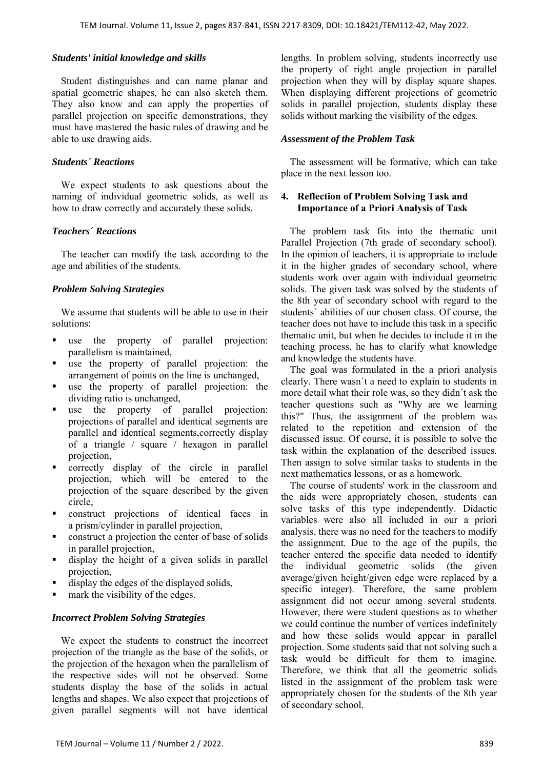### *Students' initial knowledge and skills*

Student distinguishes and can name planar and spatial geometric shapes, he can also sketch them. They also know and can apply the properties of parallel projection on specific demonstrations, they must have mastered the basic rules of drawing and be able to use drawing aids.

### *Students´ Reactions*

We expect students to ask questions about the naming of individual geometric solids, as well as how to draw correctly and accurately these solids.

### *Teachers´ Reactions*

The teacher can modify the task according to the age and abilities of the students.

### *Problem Solving Strategies*

We assume that students will be able to use in their solutions:

- use the property of parallel projection: parallelism is maintained,
- use the property of parallel projection: the arrangement of points on the line is unchanged,
- use the property of parallel projection: the dividing ratio is unchanged,
- use the property of parallel projection: projections of parallel and identical segments are parallel and identical segments,correctly display of a triangle / square / hexagon in parallel projection,
- correctly display of the circle in parallel projection, which will be entered to the projection of the square described by the given circle,
- construct projections of identical faces in a prism/cylinder in parallel projection,
- construct a projection the center of base of solids in parallel projection,
- display the height of a given solids in parallel projection,
- display the edges of the displayed solids,
- mark the visibility of the edges.

### *Incorrect Problem Solving Strategies*

We expect the students to construct the incorrect projection of the triangle as the base of the solids, or the projection of the hexagon when the parallelism of the respective sides will not be observed. Some students display the base of the solids in actual lengths and shapes. We also expect that projections of given parallel segments will not have identical lengths. In problem solving, students incorrectly use the property of right angle projection in parallel projection when they will by display square shapes. When displaying different projections of geometric solids in parallel projection, students display these solids without marking the visibility of the edges.

### *Assessment of the Problem Task*

The assessment will be formative, which can take place in the next lesson too.

## 4. Reflection of Problem Solving Task and Importance of a Priori Analysis of Task

The problem task fits into the thematic unit Parallel Projection (7th grade of secondary school). In the opinion of teachers, it is appropriate to include it in the higher grades of secondary school, where students work over again with individual geometric solids. The given task was solved by the students of the 8th year of secondary school with regard to the students´ abilities of our chosen class. Of course, the teacher does not have to include this task in a specific thematic unit, but when he decides to include it in the teaching process, he has to clarify what knowledge and knowledge the students have.

The goal was formulated in the a priori analysis clearly. There wasn´t a need to explain to students in more detail what their role was, so they didn´t ask the teacher questions such as "Why are we learning this?" Thus, the assignment of the problem was related to the repetition and extension of the discussed issue. Of course, it is possible to solve the task within the explanation of the described issues. Then assign to solve similar tasks to students in the next mathematics lessons, or as a homework.

The course of students' work in the classroom and the aids were appropriately chosen, students can solve tasks of this type independently. Didactic variables were also all included in our a priori analysis, there was no need for the teachers to modify the assignment. Due to the age of the pupils, the teacher entered the specific data needed to identify the individual geometric solids (the given average/given height/given edge were replaced by a specific integer). Therefore, the same problem assignment did not occur among several students. However, there were student questions as to whether we could continue the number of vertices indefinitely and how these solids would appear in parallel projection. Some students said that not solving such a task would be difficult for them to imagine. Therefore, we think that all the geometric solids listed in the assignment of the problem task were appropriately chosen for the students of the 8th year of secondary school.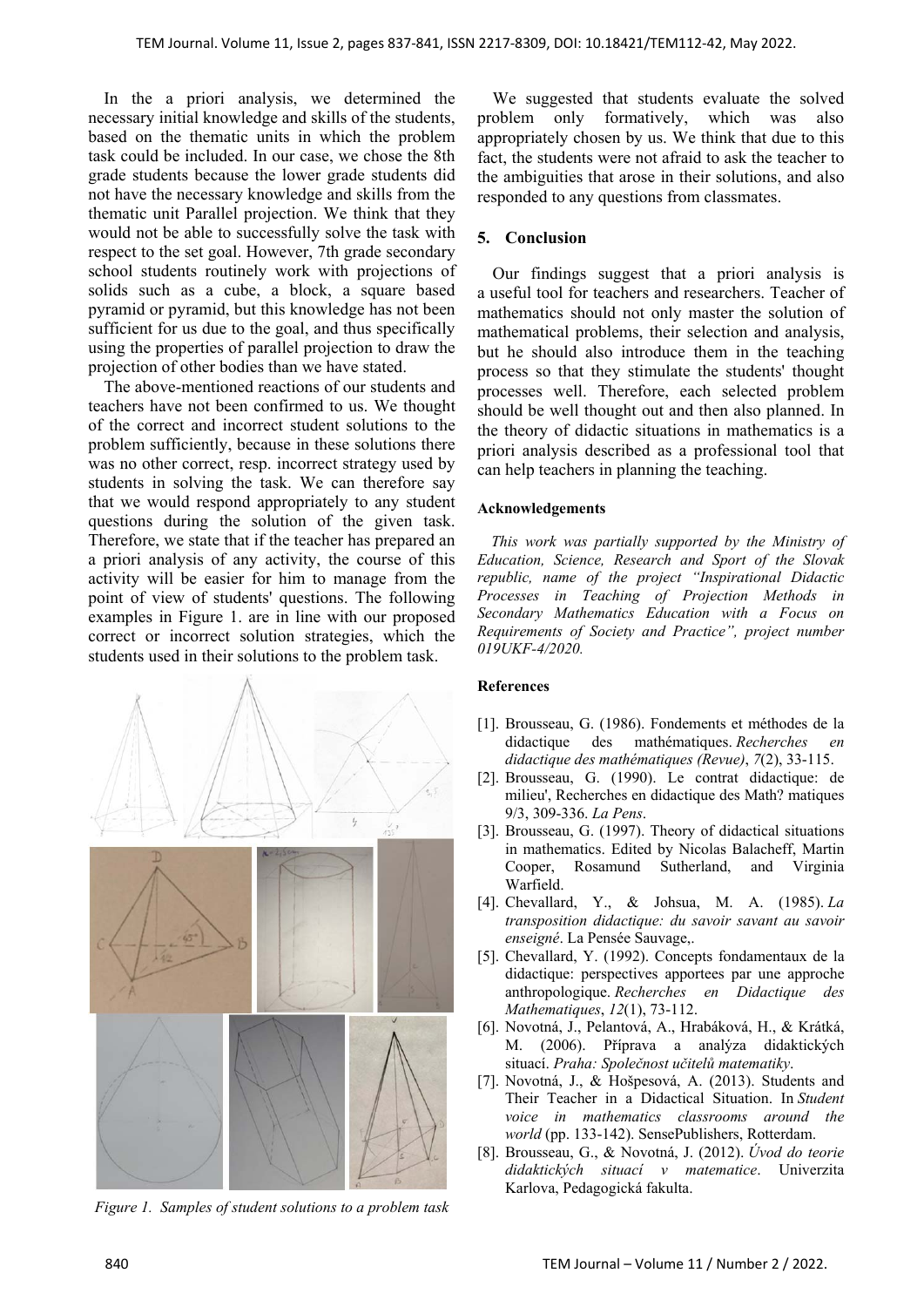In the a priori analysis, we determined the necessary initial knowledge and skills of the students, based on the thematic units in which the problem task could be included. In our case, we chose the 8th grade students because the lower grade students did not have the necessary knowledge and skills from the thematic unit Parallel projection. We think that they would not be able to successfully solve the task with respect to the set goal. However, 7th grade secondary school students routinely work with projections of solids such as a cube, a block, a square based pyramid or pyramid, but this knowledge has not been sufficient for us due to the goal, and thus specifically using the properties of parallel projection to draw the projection of other bodies than we have stated.

The above-mentioned reactions of our students and teachers have not been confirmed to us. We thought of the correct and incorrect student solutions to the problem sufficiently, because in these solutions there was no other correct, resp. incorrect strategy used by students in solving the task. We can therefore say that we would respond appropriately to any student questions during the solution of the given task. Therefore, we state that if the teacher has prepared an a priori analysis of any activity, the course of this activity will be easier for him to manage from the point of view of students' questions. The following examples in Figure 1. are in line with our proposed correct or incorrect solution strategies, which the students used in their solutions to the problem task.

*Figure 1. Samples of student solutions to a problem task*

We suggested that students evaluate the solved problem only formatively, which was also appropriately chosen by us. We think that due to this fact, the students were not afraid to ask the teacher to the ambiguities that arose in their solutions, and also responded to any questions from classmates.

## 5. Conclusion

Our findings suggest that a priori analysis is a useful tool for teachers and researchers. Teacher of mathematics should not only master the solution of mathematical problems, their selection and analysis, but he should also introduce them in the teaching process so that they stimulate the students' thought processes well. Therefore, each selected problem should be well thought out and then also planned. In the theory of didactic situations in mathematics is a priori analysis described as a professional tool that can help teachers in planning the teaching.

### Acknowledgements

*This work was partially supported by the Ministry of Education, Science, Research and Sport of the Slovak republic, name of the project "Inspirational Didactic Processes in Teaching of Projection Methods in Secondary Mathematics Education with a Focus on Requirements of Society and Practice", project number 019UKF-4/2020.*

### References

[1]. Brousseau, G. (1986). Fondements et méthodes de la didactique des mathématiques. *Recherches en didactique des mathématiques (Revue)*, *7*(2), 33-115.

[2]. Brousseau, G. (1990). Le contrat didactique: de milieu', Recherches en didactique des Math? matiques 9/3, 309-336. *La Pens*.

[3]. Brousseau, G. (1997). Theory of didactical situations in mathematics. Edited by Nicolas Balacheff, Martin Cooper, Rosamund Sutherland, and Virginia Warfield.

[4]. Chevallard, Y., & Johsua, M. A. (1985). *La transposition didactique: du savoir savant au savoir enseigné*. La Pensée Sauvage,.

[5]. Chevallard, Y. (1992). Concepts fondamentaux de la didactique: perspectives apportees par une approche anthropologique. *Recherches en Didactique des Mathematiques*, *12*(1), 73-112.

[6]. Novotná, J., Pelantová, A., Hrabáková, H., & Krátká, M. (2006). Příprava a analýza didaktických situací. *Praha: Společnost učitelů matematiky*.

[7]. Novotná, J., & Hošpesová, A. (2013). Students and Their Teacher in a Didactical Situation. In *Student voice in mathematics classrooms around the world* (pp. 133-142). SensePublishers, Rotterdam.

[8]. Brousseau, G., & Novotná, J. (2012). *Úvod do teorie didaktických situací v matematice*. Univerzita Karlova, Pedagogická fakulta.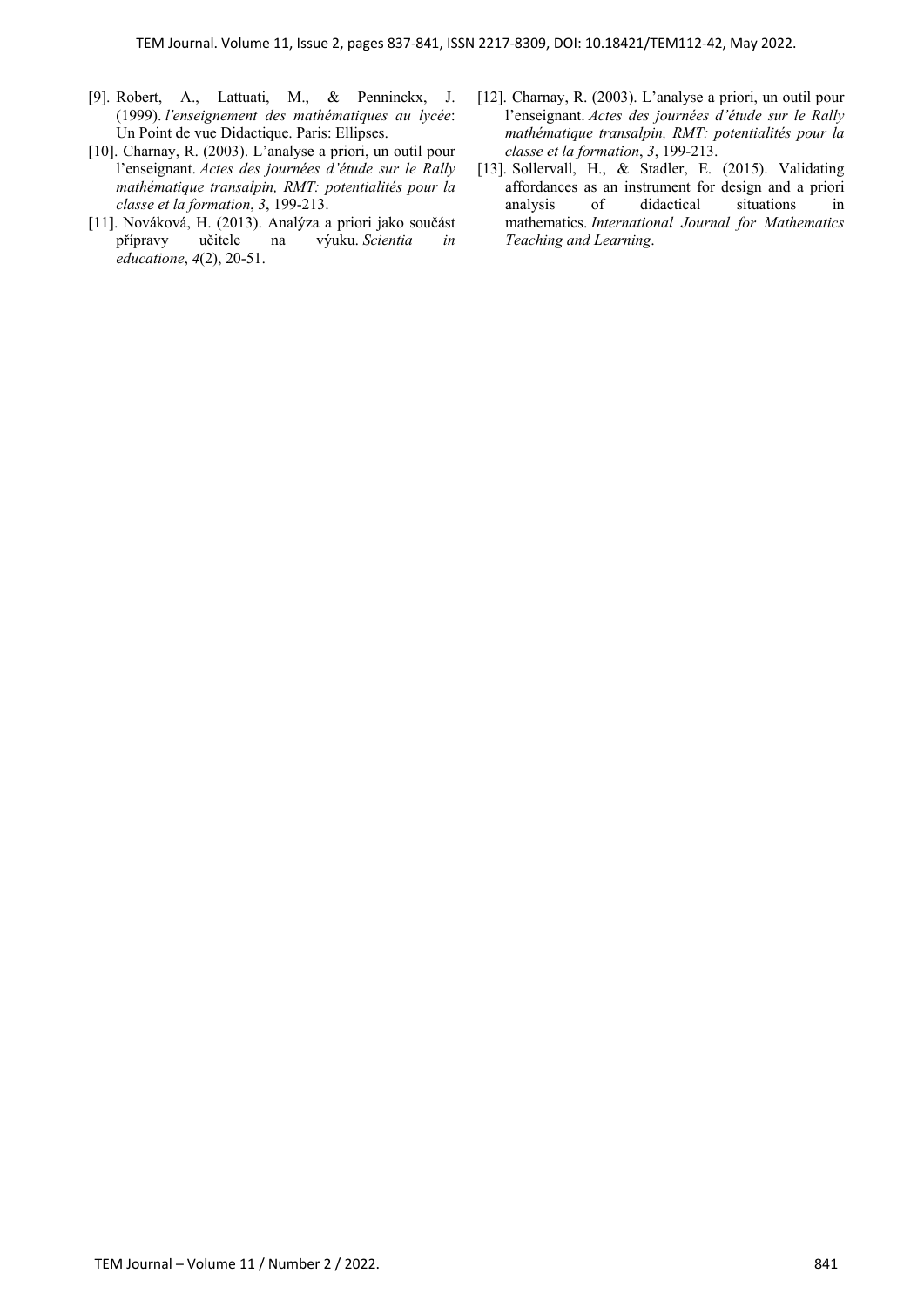[9]. Robert, A., Lattuati, M., & Penninckx, J. (1999). *l'enseignement des mathématiques au lycée*: Un Point de vue Didactique. Paris: Ellipses.

[10]. Charnay, R. (2003). L'analyse a priori, un outil pour l'enseignant. *Actes des journées d'étude sur le Rally mathématique transalpin, RMT: potentialités pour la classe et la formation*, *3*, 199-213.

[11]. Nováková, H. (2013). Analýza a priori jako součást přípravy učitele na výuku. *Scientia in educatione*, *4*(2), 20-51.

[12]. Charnay, R. (2003). L'analyse a priori, un outil pour l'enseignant. *Actes des journées d'étude sur le Rally mathématique transalpin, RMT: potentialités pour la classe et la formation*, *3*, 199-213.

[13]. Sollervall, H., & Stadler, E. (2015). Validating affordances as an instrument for design and a priori analysis of didactical situations in mathematics. *International Journal for Mathematics Teaching and Learning*.